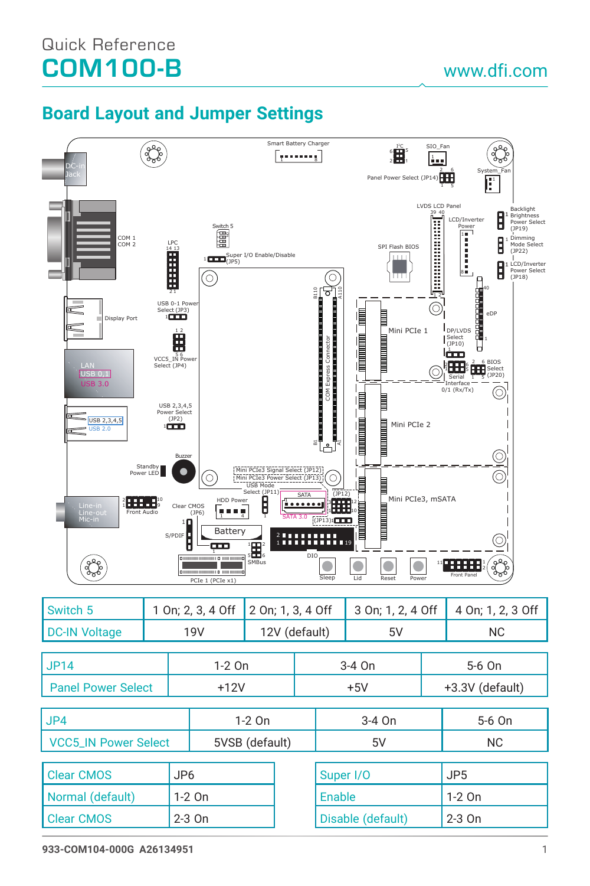Quick Reference

# COM100-B

www.dfi.com

## Board Layout and Jumper Settings

| Switch 5 | 1 On; 2, 3, 4 Off | 2 On; 1, 3, 4 Off | 3 On; 1, 2, 4 Off | 4 On; 1, 2, 3 Off |
|---|---|---|---|---|
| DC-IN Voltage | 19V | 12V (default) | 5V | NC |

| JP14 | 1-2 On | 3-4 On | 5-6 On |
|---|---|---|---|
| Panel Power Select | +12V | +5V | +3.3V (default) |

| JP4 | 1-2 On | 3-4 On | 5-6 On |
|---|---|---|---|
| VCC5_IN Power Select | 5VSB (default) | 5V | NC |

| Clear CMOS | JP6 |
|---|---|
| Normal (default) | 1-2 On |
| Clear CMOS | 2-3 On |

| Super I/O | JP5 |
|---|---|
| Enable | 1-2 On |
| Disable (default) | 2-3 On |

933-COM104-000G A26134951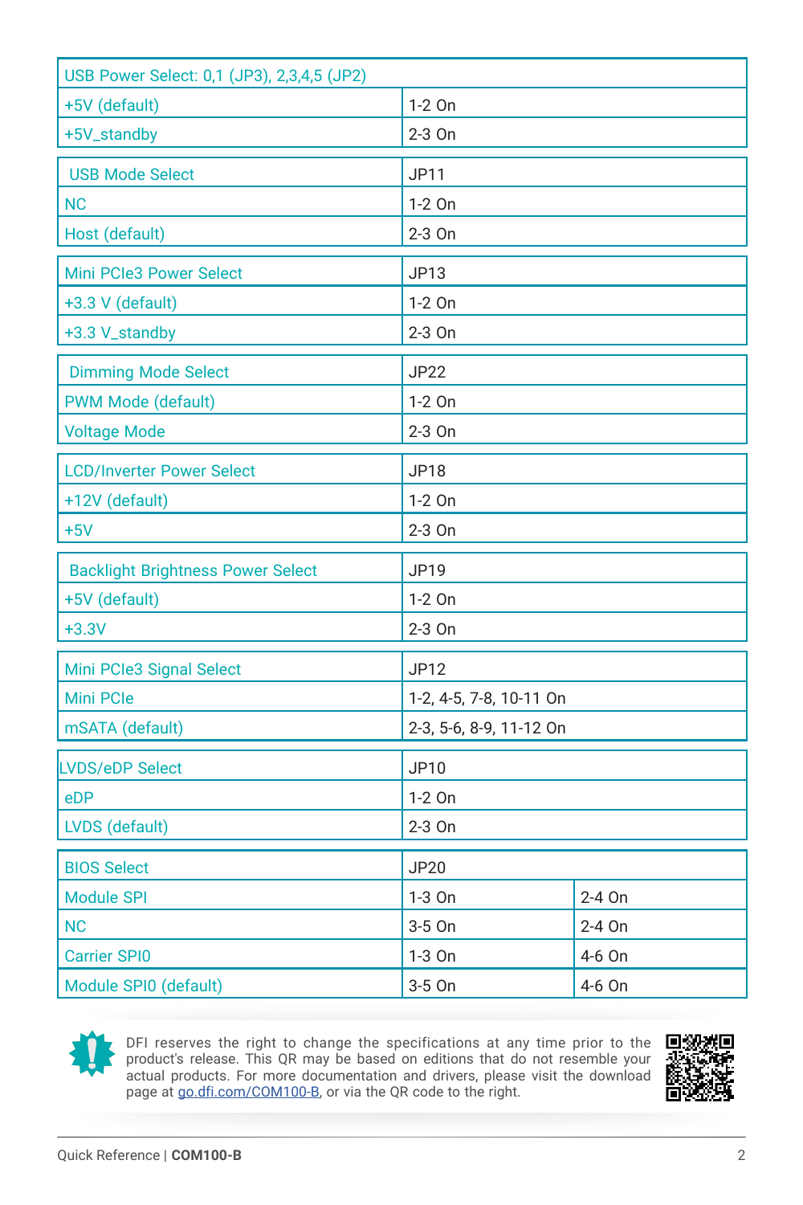| USB Power Select: 0,1 (JP3), 2,3,4,5 (JP2) | |
|---|---|
| +5V (default) | 1-2 On |
| +5V_standby | 2-3 On |

| USB Mode Select | JP11 |
|---|---|
| NC | 1-2 On |
| Host (default) | 2-3 On |

| Mini PCIe3 Power Select | JP13 |
|---|---|
| +3.3 V (default) | 1-2 On |
| +3.3 V_standby | 2-3 On |

| Dimming Mode Select | JP22 |
|---|---|
| PWM Mode (default) | 1-2 On |
| Voltage Mode | 2-3 On |

| LCD/Inverter Power Select | JP18 |
|---|---|
| +12V (default) | 1-2 On |
| +5V | 2-3 On |

| Backlight Brightness Power Select | JP19 |
|---|---|
| +5V (default) | 1-2 On |
| +3.3V | 2-3 On |

| Mini PCIe3 Signal Select | JP12 |
|---|---|
| Mini PCIe | 1-2, 4-5, 7-8, 10-11 On |
| mSATA (default) | 2-3, 5-6, 8-9, 11-12 On |

| LVDS/eDP Select | JP10 |
|---|---|
| eDP | 1-2 On |
| LVDS (default) | 2-3 On |

| BIOS Select | JP20 | |
|---|---|---|
| Module SPI | 1-3 On | 2-4 On |
| NC | 3-5 On | 2-4 On |
| Carrier SPI0 | 1-3 On | 4-6 On |
| Module SPI0 (default) | 3-5 On | 4-6 On |

DFI reserves the right to change the specifications at any time prior to the product's release. This QR may be based on editions that do not resemble your actual products. For more documentation and drivers, please visit the download page at go.dfi.com/COM100-B, or via the QR code to the right.